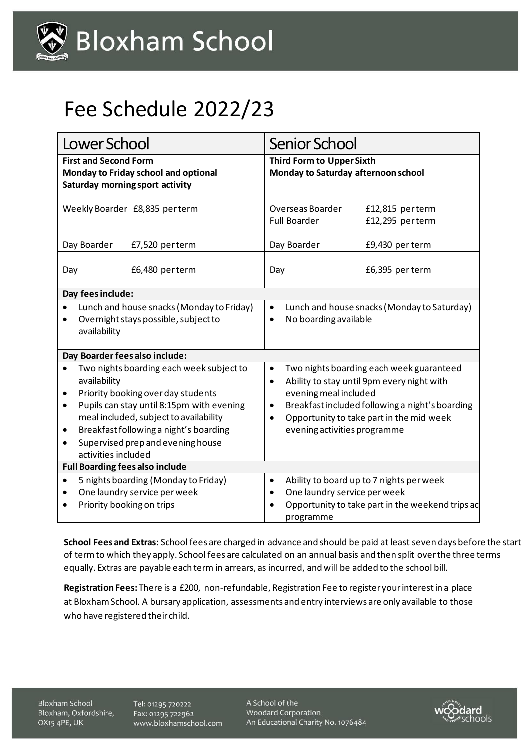# Bloxham School

# Fee Schedule 2022/23

| Lower School | Senior School |
|---|---|
| **First and Second Form** **Monday to Friday school and optional Saturday morning sport activity** | **Third Form to Upper Sixth** **Monday to Saturday afternoon school** |
| Weekly Boarder £8,835 per term | Overseas Boarder £12,815 per term<br>Full Boarder £12,295 per term |
| Day Boarder £7,520 per term | Day Boarder £9,430 per term |
| Day £6,480 per term | Day £6,395 per term |
| **Day fees include:** | |
| • Lunch and house snacks (Monday to Friday)<br>• Overnight stays possible, subject to availability | • Lunch and house snacks (Monday to Saturday)<br>• No boarding available |
| **Day Boarder fees also include:** | |
| • Two nights boarding each week subject to availability<br>• Priority booking over day students<br>• Pupils can stay until 8:15pm with evening meal included, subject to availability<br>• Breakfast following a night's boarding<br>• Supervised prep and evening house activities included | • Two nights boarding each week guaranteed<br>• Ability to stay until 9pm every night with evening meal included<br>• Breakfast included following a night's boarding<br>• Opportunity to take part in the mid week evening activities programme |
| **Full Boarding fees also include** | |
| • 5 nights boarding (Monday to Friday)<br>• One laundry service per week<br>• Priority booking on trips | • Ability to board up to 7 nights per week<br>• One laundry service per week<br>• Opportunity to take part in the weekend trips act programme |

**School Fees and Extras:** School fees are charged in advance and should be paid at least seven days before the start of term to which they apply. School fees are calculated on an annual basis and then split over the three terms equally. Extras are payable each term in arrears, as incurred, and will be added to the school bill.

**Registration Fees:** There is a £200, non-refundable, Registration Fee to register your interest in a place at Bloxham School. A bursary application, assessments and entry interviews are only available to those who have registered their child.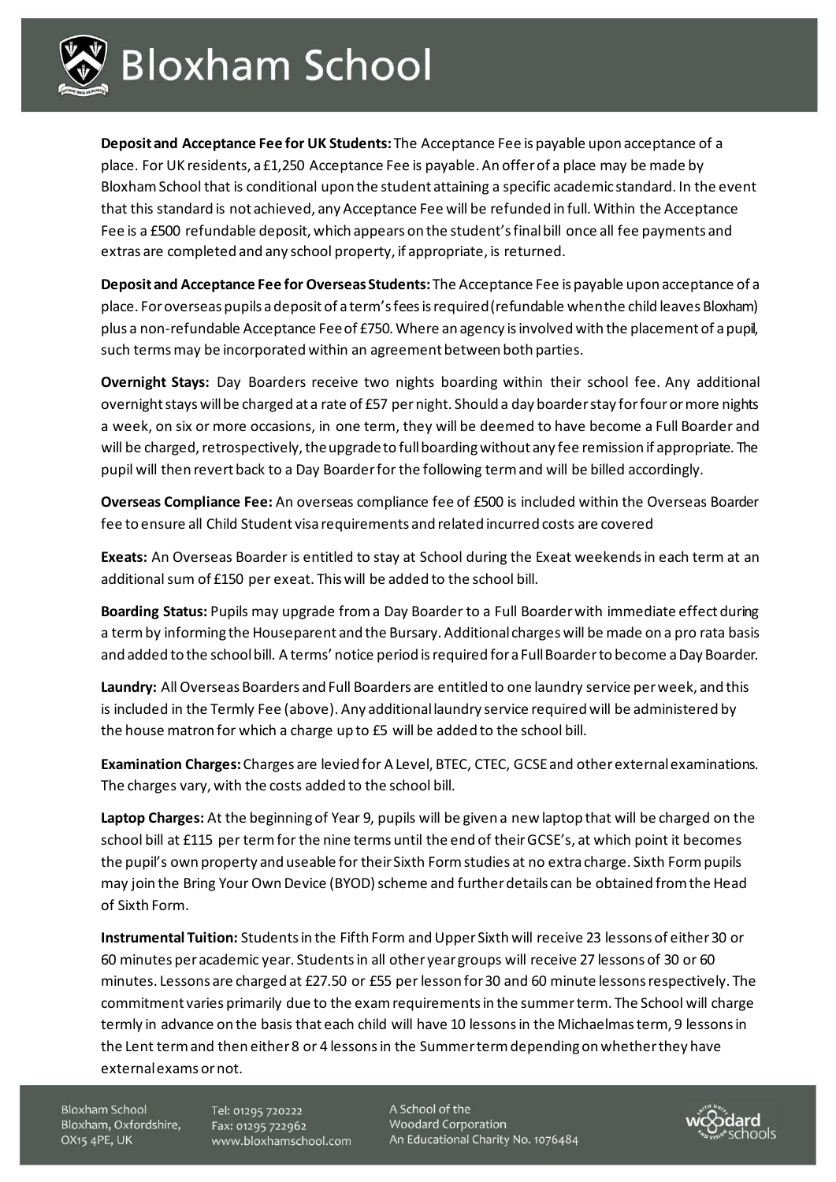**Deposit and Acceptance Fee for UK Students:** The Acceptance Fee is payable upon acceptance of a place. For UK residents, a £1,250 Acceptance Fee is payable. An offer of a place may be made by Bloxham School that is conditional upon the student attaining a specific academic standard. In the event that this standard is not achieved, any Acceptance Fee will be refunded in full. Within the Acceptance Fee is a £500 refundable deposit, which appears on the student's final bill once all fee payments and extras are completed and any school property, if appropriate, is returned.

**Deposit and Acceptance Fee for Overseas Students:** The Acceptance Fee is payable upon acceptance of a place. For overseas pupils a deposit of a term's fees is required (refundable when the child leaves Bloxham) plus a non-refundable Acceptance Fee of £750. Where an agency is involved with the placement of a pupil, such terms may be incorporated within an agreement between both parties.

**Overnight Stays:** Day Boarders receive two nights boarding within their school fee. Any additional overnight stays will be charged at a rate of £57 per night. Should a day boarder stay for four or more nights a week, on six or more occasions, in one term, they will be deemed to have become a Full Boarder and will be charged, retrospectively, the upgrade to full boarding without any fee remission if appropriate. The pupil will then revert back to a Day Boarder for the following term and will be billed accordingly.

**Overseas Compliance Fee:** An overseas compliance fee of £500 is included within the Overseas Boarder fee to ensure all Child Student visa requirements and related incurred costs are covered

**Exeats:** An Overseas Boarder is entitled to stay at School during the Exeat weekends in each term at an additional sum of £150 per exeat. This will be added to the school bill.

**Boarding Status:** Pupils may upgrade from a Day Boarder to a Full Boarder with immediate effect during a term by informing the Houseparent and the Bursary. Additional charges will be made on a pro rata basis and added to the school bill. A terms' notice period is required for a Full Boarder to become a Day Boarder.

**Laundry:** All Overseas Boarders and Full Boarders are entitled to one laundry service per week, and this is included in the Termly Fee (above). Any additional laundry service required will be administered by the house matron for which a charge up to £5 will be added to the school bill.

**Examination Charges:** Charges are levied for A Level, BTEC, CTEC, GCSE and other external examinations. The charges vary, with the costs added to the school bill.

**Laptop Charges:** At the beginning of Year 9, pupils will be given a new laptop that will be charged on the school bill at £115 per term for the nine terms until the end of their GCSE's, at which point it becomes the pupil's own property and useable for their Sixth Form studies at no extra charge. Sixth Form pupils may join the Bring Your Own Device (BYOD) scheme and further details can be obtained from the Head of Sixth Form.

**Instrumental Tuition:** Students in the Fifth Form and Upper Sixth will receive 23 lessons of either 30 or 60 minutes per academic year. Students in all other year groups will receive 27 lessons of 30 or 60 minutes. Lessons are charged at £27.50 or £55 per lesson for 30 and 60 minute lessons respectively. The commitment varies primarily due to the exam requirements in the summer term. The School will charge termly in advance on the basis that each child will have 10 lessons in the Michaelmas term, 9 lessons in the Lent term and then either 8 or 4 lessons in the Summer term depending on whether they have external exams or not.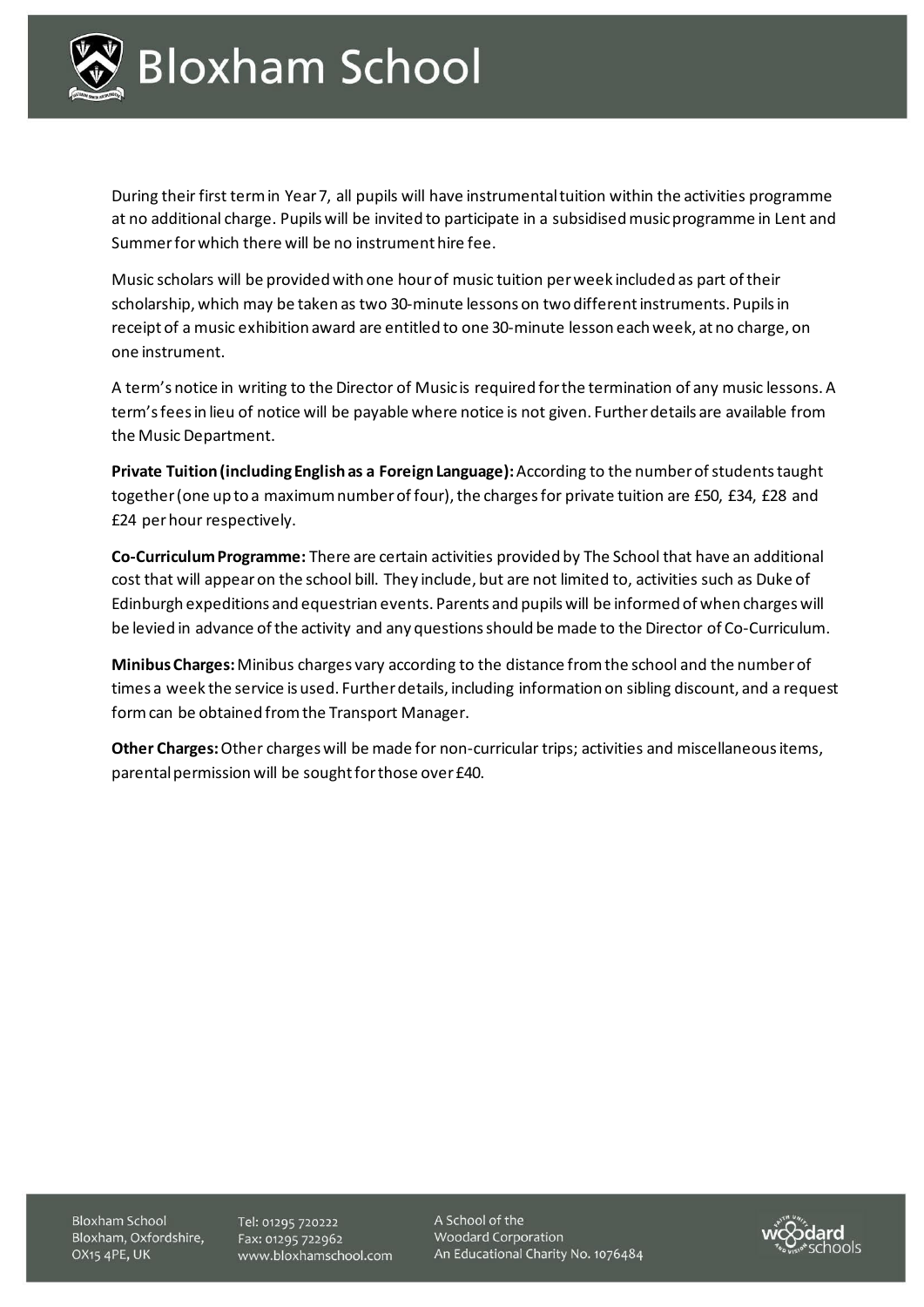During their first term in Year 7, all pupils will have instrumental tuition within the activities programme at no additional charge. Pupils will be invited to participate in a subsidised music programme in Lent and Summer for which there will be no instrument hire fee.

Music scholars will be provided with one hour of music tuition per week included as part of their scholarship, which may be taken as two 30-minute lessons on two different instruments. Pupils in receipt of a music exhibition award are entitled to one 30-minute lesson each week, at no charge, on one instrument.

A term's notice in writing to the Director of Music is required for the termination of any music lessons. A term's fees in lieu of notice will be payable where notice is not given. Further details are available from the Music Department.

**Private Tuition (including English as a Foreign Language):** According to the number of students taught together (one up to a maximum number of four), the charges for private tuition are £50, £34, £28 and £24 per hour respectively.

**Co-Curriculum Programme:** There are certain activities provided by The School that have an additional cost that will appear on the school bill. They include, but are not limited to, activities such as Duke of Edinburgh expeditions and equestrian events. Parents and pupils will be informed of when charges will be levied in advance of the activity and any questions should be made to the Director of Co-Curriculum.

**Minibus Charges:** Minibus charges vary according to the distance from the school and the number of times a week the service is used. Further details, including information on sibling discount, and a request form can be obtained from the Transport Manager.

**Other Charges:** Other charges will be made for non-curricular trips; activities and miscellaneous items, parental permission will be sought for those over £40.